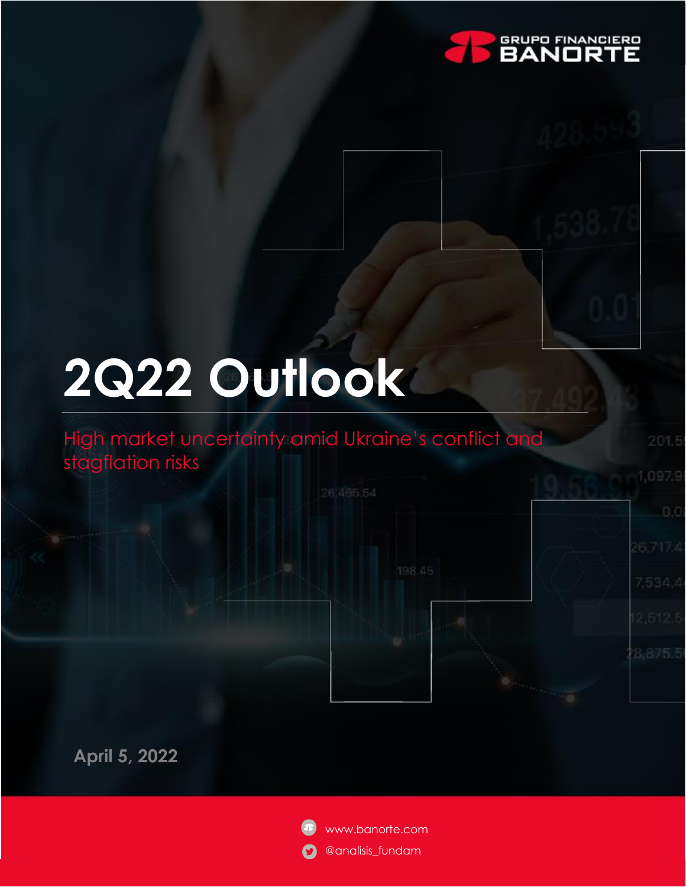GRUPO FINANCIERO BANORTE

# 2Q22 Outlook

## High market uncertainty amid Ukraine's conflict and stagflation risks

April 5, 2022

www.banorte.com

@analisis_fundam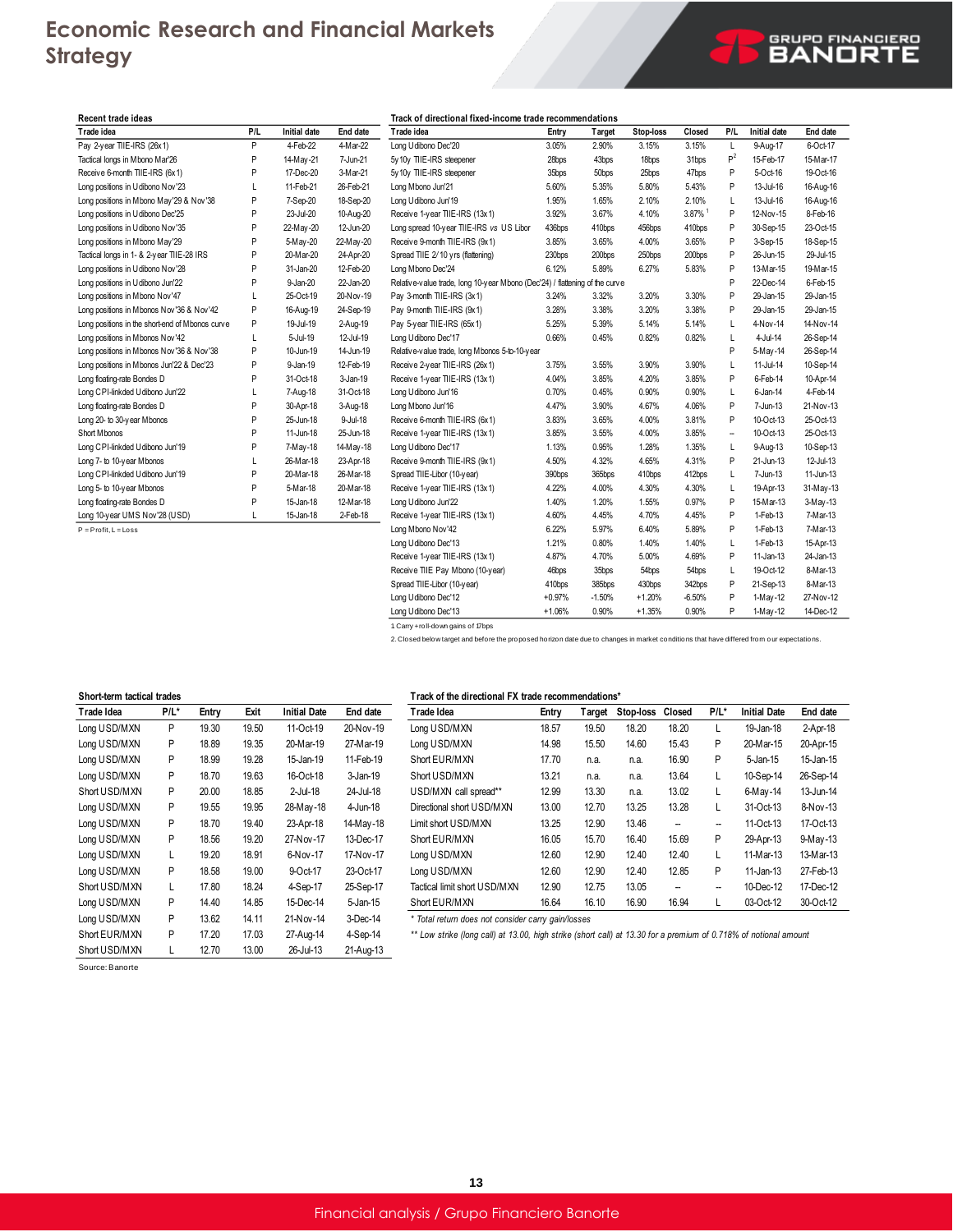### Recent trade ideas

| Trade idea | P/L | Initial date | End date |
|---|---|---|---|
| Pay 2-year TIIE-IRS (26x1) | P | 4-Feb-22 | 4-Mar-22 |
| Tactical longs in Mbono Mar'26 | P | 14-May-21 | 7-Jun-21 |
| Receive 6-month TIIE-IRS (6x1) | P | 17-Dec-20 | 3-Mar-21 |
| Long positions in Udibono Nov'23 | L | 11-Feb-21 | 26-Feb-21 |
| Long positions in Mbono May'29 & Nov'38 | P | 7-Sep-20 | 18-Sep-20 |
| Long positions in Udibono Dec'25 | P | 23-Jul-20 | 10-Aug-20 |
| Long positions in Udibono Nov'35 | P | 22-May-20 | 12-Jun-20 |
| Long positions in Mbono May'29 | P | 5-May-20 | 22-May-20 |
| Tactical longs in 1- & 2-year TIIE-28 IRS | P | 20-Mar-20 | 24-Apr-20 |
| Long positions in Udibono Nov'28 | P | 31-Jan-20 | 12-Feb-20 |
| Long positions in Udibono Jun'22 | P | 9-Jan-20 | 22-Jan-20 |
| Long positions in Mbono Nov'47 | L | 25-Oct-19 | 20-Nov-19 |
| Long positions in Mbonos Nov'36 & Nov'42 | P | 16-Aug-19 | 24-Sep-19 |
| Long positions in the short-end of Mbonos curve | P | 19-Jul-19 | 2-Aug-19 |
| Long positions in Mbonos Nov'42 | L | 5-Jul-19 | 12-Jul-19 |
| Long positions in Mbonos Nov'36 & Nov'38 | P | 10-Jun-19 | 14-Jun-19 |
| Long positions in Mbonos Jun'22 & Dec'23 | P | 9-Jan-19 | 12-Feb-19 |
| Long floating-rate Bondes D | P | 31-Oct-18 | 3-Jan-19 |
| Long CPI-linkded Udibono Jun'22 | L | 7-Aug-18 | 31-Oct-18 |
| Long floating-rate Bondes D | P | 30-Apr-18 | 3-Aug-18 |
| Long 20- to 30-year Mbonos | P | 25-Jun-18 | 9-Jul-18 |
| Short Mbonos | P | 11-Jun-18 | 25-Jun-18 |
| Long CPI-linkded Udibono Jun'19 | P | 7-May-18 | 14-May-18 |
| Long 7- to 10-year Mbonos | L | 26-Mar-18 | 23-Apr-18 |
| Long CPI-linkded Udibono Jun'19 | P | 20-Mar-18 | 26-Mar-18 |
| Long 5- to 10-year Mbonos | P | 5-Mar-18 | 20-Mar-18 |
| Long floating-rate Bondes D | P | 15-Jan-18 | 12-Mar-18 |
| Long 10-year UMS Nov'28 (USD) | L | 15-Jan-18 | 2-Feb-18 |

P = Profit, L = Loss

### Track of directional fixed-income trade recommendations

| Trade idea | Entry | Target | Stop-loss | Closed | P/L | Initial date | End date |
|---|---|---|---|---|---|---|---|
| Long Udibono Dec'20 | 3.05% | 2.90% | 3.15% | 3.15% | L | 9-Aug-17 | 6-Oct-17 |
| 5y10y TIIE-IRS steepener | 28bps | 43bps | 18bps | 31bps | P[2] | 15-Feb-17 | 15-Mar-17 |
| 5y10y TIIE-IRS steepener | 35bps | 50bps | 25bps | 47bps | P | 5-Oct-16 | 19-Oct-16 |
| Long Mbono Jun'21 | 5.60% | 5.35% | 5.80% | 5.43% | P | 13-Jul-16 | 16-Aug-16 |
| Long Udibono Jun'19 | 1.95% | 1.65% | 2.10% | 2.10% | L | 13-Jul-16 | 16-Aug-16 |
| Receive 1-year TIIE-IRS (13x1) | 3.92% | 3.67% | 4.10% | 3.87% [1] | P | 12-Nov-15 | 8-Feb-16 |
| Long spread 10-year TIIE-IRS vs US Libor | 436bps | 410bps | 456bps | 410bps | P | 30-Sep-15 | 23-Oct-15 |
| Receive 9-month TIIE-IRS (9x1) | 3.85% | 3.65% | 4.00% | 3.65% | P | 3-Sep-15 | 18-Sep-15 |
| Spread TIIE 2/10 yrs (flattening) | 230bps | 200bps | 250bps | 200bps | P | 26-Jun-15 | 29-Jul-15 |
| Long Mbono Dec'24 | 6.12% | 5.89% | 6.27% | 5.83% | P | 13-Mar-15 | 19-Mar-15 |
| Relative-value trade, long 10-year Mbono (Dec'24) / flattening of the curve | | | | | P | 22-Dec-14 | 6-Feb-15 |
| Pay 3-month TIIE-IRS (3x1) | 3.24% | 3.32% | 3.20% | 3.30% | P | 29-Jan-15 | 29-Jan-15 |
| Pay 9-month TIIE-IRS (9x1) | 3.28% | 3.38% | 3.20% | 3.38% | P | 29-Jan-15 | 29-Jan-15 |
| Pay 5-year TIIE-IRS (65x1) | 5.25% | 5.39% | 5.14% | 5.14% | L | 4-Nov-14 | 14-Nov-14 |
| Long Udibono Dec'17 | 0.66% | 0.45% | 0.82% | 0.82% | L | 4-Jul-14 | 26-Sep-14 |
| Relative-value trade, long Mbonos 5-to-10-year | | | | | P | 5-May-14 | 26-Sep-14 |
| Receive 2-year TIIE-IRS (26x1) | 3.75% | 3.55% | 3.90% | 3.90% | L | 11-Jul-14 | 10-Sep-14 |
| Receive 1-year TIIE-IRS (13x1) | 4.04% | 3.85% | 4.20% | 3.85% | P | 6-Feb-14 | 10-Apr-14 |
| Long Udibono Jun'16 | 0.70% | 0.45% | 0.90% | 0.90% | L | 6-Jan-14 | 4-Feb-14 |
| Long Mbono Jun'16 | 4.47% | 3.90% | 4.67% | 4.06% | P | 7-Jun-13 | 21-Nov-13 |
| Receive 6-month TIIE-IRS (6x1) | 3.83% | 3.65% | 4.00% | 3.81% | P | 10-Oct-13 | 25-Oct-13 |
| Receive 1-year TIIE-IRS (13x1) | 3.85% | 3.55% | 4.00% | 3.85% | -- | 10-Oct-13 | 25-Oct-13 |
| Long Udibono Dec'17 | 1.13% | 0.95% | 1.28% | 1.35% | L | 9-Aug-13 | 10-Sep-13 |
| Receive 9-month TIIE-IRS (9x1) | 4.50% | 4.32% | 4.65% | 4.31% | P | 21-Jun-13 | 12-Jul-13 |
| Spread TIIE-Libor (10-year) | 390bps | 365bps | 410bps | 412bps | L | 7-Jun-13 | 11-Jun-13 |
| Receive 1-year TIIE-IRS (13x1) | 4.22% | 4.00% | 4.30% | 4.30% | L | 19-Apr-13 | 31-May-13 |
| Long Udibono Jun'22 | 1.40% | 1.20% | 1.55% | 0.97% | P | 15-Mar-13 | 3-May-13 |
| Receive 1-year TIIE-IRS (13x1) | 4.60% | 4.45% | 4.70% | 4.45% | P | 1-Feb-13 | 7-Mar-13 |
| Long Mbono Nov'42 | 6.22% | 5.97% | 6.40% | 5.89% | P | 1-Feb-13 | 7-Mar-13 |
| Long Udibono Dec'13 | 1.21% | 0.80% | 1.40% | 1.40% | L | 1-Feb-13 | 15-Apr-13 |
| Receive 1-year TIIE-IRS (13x1) | 4.87% | 4.70% | 5.00% | 4.69% | P | 11-Jan-13 | 24-Jan-13 |
| Receive TIIE Pay Mbono (10-year) | 46bps | 35bps | 54bps | 54bps | L | 19-Oct-12 | 8-Mar-13 |
| Spread TIIE-Libor (10-year) | 410bps | 385bps | 430bps | 342bps | P | 21-Sep-13 | 8-Mar-13 |
| Long Udibono Dec'12 | +0.97% | -1.50% | +1.20% | -6.50% | P | 1-May-12 | 27-Nov-12 |
| Long Udibono Dec'13 | +1.06% | 0.90% | +1.35% | 0.90% | P | 1-May-12 | 14-Dec-12 |

1 Carry + roll-down gains of 17bps

2. Closed below target and before the proposed horizon date due to changes in market conditions that have differed from our expectations.

### Short-term tactical trades

| Trade Idea | P/L* | Entry | Exit | Initial Date | End date |
|---|---|---|---|---|---|
| Long USD/MXN | P | 19.30 | 19.50 | 11-Oct-19 | 20-Nov-19 |
| Long USD/MXN | P | 18.89 | 19.35 | 20-Mar-19 | 27-Mar-19 |
| Long USD/MXN | P | 18.99 | 19.28 | 15-Jan-19 | 11-Feb-19 |
| Long USD/MXN | P | 18.70 | 19.63 | 16-Oct-18 | 3-Jan-19 |
| Short USD/MXN | P | 20.00 | 18.85 | 2-Jul-18 | 24-Jul-18 |
| Long USD/MXN | P | 19.55 | 19.95 | 28-May-18 | 4-Jun-18 |
| Long USD/MXN | P | 18.70 | 19.40 | 23-Apr-18 | 14-May-18 |
| Long USD/MXN | P | 18.56 | 19.20 | 27-Nov-17 | 13-Dec-17 |
| Long USD/MXN | L | 19.20 | 18.91 | 6-Nov-17 | 17-Nov-17 |
| Long USD/MXN | P | 18.58 | 19.00 | 9-Oct-17 | 23-Oct-17 |
| Short USD/MXN | L | 17.80 | 18.24 | 4-Sep-17 | 25-Sep-17 |
| Long USD/MXN | P | 14.40 | 14.85 | 15-Dec-14 | 5-Jan-15 |
| Long USD/MXN | P | 13.62 | 14.11 | 21-Nov-14 | 3-Dec-14 |
| Short EUR/MXN | P | 17.20 | 17.03 | 27-Aug-14 | 4-Sep-14 |
| Short USD/MXN | L | 12.70 | 13.00 | 26-Jul-13 | 21-Aug-13 |

Source: Banorte

### Track of the directional FX trade recommendations*

| Trade Idea | Entry | Target | Stop-loss | Closed | P/L* | Initial Date | End date |
|---|---|---|---|---|---|---|---|
| Long USD/MXN | 18.57 | 19.50 | 18.20 | 18.20 | L | 19-Jan-18 | 2-Apr-18 |
| Long USD/MXN | 14.98 | 15.50 | 14.60 | 15.43 | P | 20-Mar-15 | 20-Apr-15 |
| Short EUR/MXN | 17.70 | n.a. | n.a. | 16.90 | P | 5-Jan-15 | 15-Jan-15 |
| Short USD/MXN | 13.21 | n.a. | n.a. | 13.64 | L | 10-Sep-14 | 26-Sep-14 |
| USD/MXN call spread** | 12.99 | 13.30 | n.a. | 13.02 | L | 6-May-14 | 13-Jun-14 |
| Directional short USD/MXN | 13.00 | 12.70 | 13.25 | 13.28 | L | 31-Oct-13 | 8-Nov-13 |
| Limit short USD/MXN | 13.25 | 12.90 | 13.46 | -- | -- | 11-Oct-13 | 17-Oct-13 |
| Short EUR/MXN | 16.05 | 15.70 | 16.40 | 15.69 | P | 29-Apr-13 | 9-May-13 |
| Long USD/MXN | 12.60 | 12.90 | 12.40 | 12.40 | L | 11-Mar-13 | 13-Mar-13 |
| Long USD/MXN | 12.60 | 12.90 | 12.40 | 12.85 | P | 11-Jan-13 | 27-Feb-13 |
| Tactical limit short USD/MXN | 12.90 | 12.75 | 13.05 | -- | -- | 10-Dec-12 | 17-Dec-12 |
| Short EUR/MXN | 16.64 | 16.10 | 16.90 | 16.94 | L | 03-Oct-12 | 30-Oct-12 |

*\* Total return does not consider carry gain/losses*

*\*\* Low strike (long call) at 13.00, high strike (short call) at 13.30 for a premium of 0.718% of notional amount*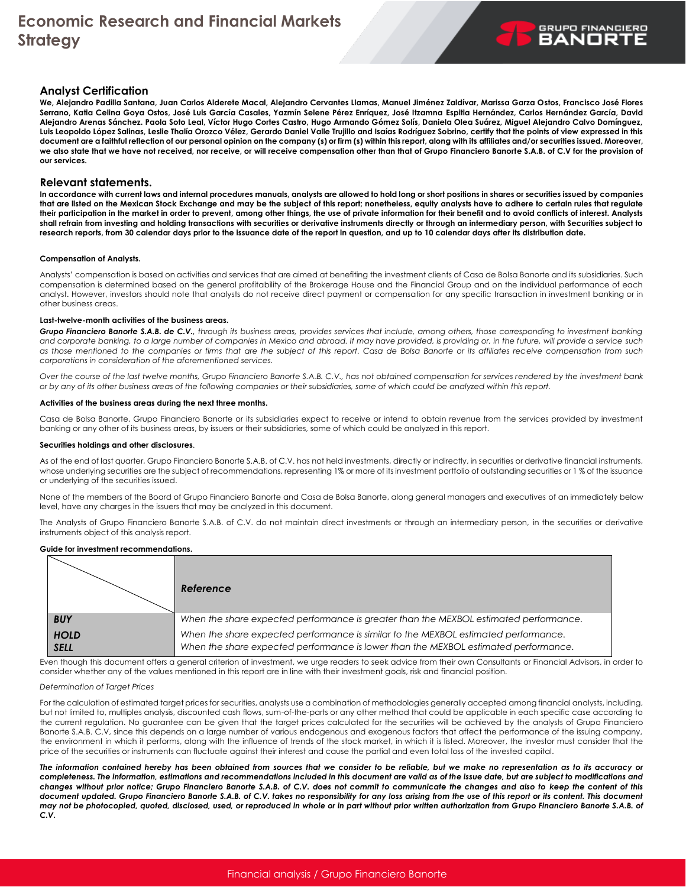## Analyst Certification

**We, Alejandro Padilla Santana, Juan Carlos Alderete Macal, Alejandro Cervantes Llamas, Manuel Jiménez Zaldívar, Marissa Garza Ostos, Francisco José Flores Serrano, Katia Celina Goya Ostos, José Luis García Casales, Yazmín Selene Pérez Enríquez, José Itzamna Espitia Hernández, Carlos Hernández García, David Alejandro Arenas Sánchez. Paola Soto Leal, Víctor Hugo Cortes Castro, Hugo Armando Gómez Solís, Daniela Olea Suárez, Miguel Alejandro Calvo Domínguez, Luis Leopoldo López Salinas, Leslie Thalía Orozco Vélez, Gerardo Daniel Valle Trujillo and Isaías Rodríguez Sobrino, certify that the points of view expressed in this document are a faithful reflection of our personal opinion on the company (s) or firm (s) within this report, along with its affiliates and/or securities issued. Moreover, we also state that we have not received, nor receive, or will receive compensation other than that of Grupo Financiero Banorte S.A.B. of C.V for the provision of our services.**

## Relevant statements.

**In accordance with current laws and internal procedures manuals, analysts are allowed to hold long or short positions in shares or securities issued by companies that are listed on the Mexican Stock Exchange and may be the subject of this report; nonetheless, equity analysts have to adhere to certain rules that regulate their participation in the market in order to prevent, among other things, the use of private information for their benefit and to avoid conflicts of interest. Analysts shall refrain from investing and holding transactions with securities or derivative instruments directly or through an intermediary person, with Securities subject to research reports, from 30 calendar days prior to the issuance date of the report in question, and up to 10 calendar days after its distribution date.**

**Compensation of Analysts.**

Analysts' compensation is based on activities and services that are aimed at benefiting the investment clients of Casa de Bolsa Banorte and its subsidiaries. Such compensation is determined based on the general profitability of the Brokerage House and the Financial Group and on the individual performance of each analyst. However, investors should note that analysts do not receive direct payment or compensation for any specific transaction in investment banking or in other business areas.

**Last-twelve-month activities of the business areas.**

***Grupo Financiero Banorte S.A.B. de C.V.,*** *through its business areas, provides services that include, among others, those corresponding to investment banking and corporate banking, to a large number of companies in Mexico and abroad. It may have provided, is providing or, in the future, will provide a service such as those mentioned to the companies or firms that are the subject of this report. Casa de Bolsa Banorte or its affiliates receive compensation from such corporations in consideration of the aforementioned services.*

*Over the course of the last twelve months, Grupo Financiero Banorte S.A.B. C.V., has not obtained compensation for services rendered by the investment bank or by any of its other business areas of the following companies or their subsidiaries, some of which could be analyzed within this report.*

**Activities of the business areas during the next three months.**

Casa de Bolsa Banorte, Grupo Financiero Banorte or its subsidiaries expect to receive or intend to obtain revenue from the services provided by investment banking or any other of its business areas, by issuers or their subsidiaries, some of which could be analyzed in this report.

**Securities holdings and other disclosures**.

As of the end of last quarter, Grupo Financiero Banorte S.A.B. of C.V. has not held investments, directly or indirectly, in securities or derivative financial instruments, whose underlying securities are the subject of recommendations, representing 1% or more of its investment portfolio of outstanding securities or 1 % of the issuance or underlying of the securities issued.

None of the members of the Board of Grupo Financiero Banorte and Casa de Bolsa Banorte, along general managers and executives of an immediately below level, have any charges in the issuers that may be analyzed in this document.

The Analysts of Grupo Financiero Banorte S.A.B. of C.V. do not maintain direct investments or through an intermediary person, in the securities or derivative instruments object of this analysis report.

**Guide for investment recommendations.**

| | ***Reference*** |
|---|---|
| ***BUY*** | *When the share expected performance is greater than the MEXBOL estimated performance.* |
| ***HOLD*** | *When the share expected performance is similar to the MEXBOL estimated performance.* |
| ***SELL*** | *When the share expected performance is lower than the MEXBOL estimated performance.* |

Even though this document offers a general criterion of investment, we urge readers to seek advice from their own Consultants or Financial Advisors, in order to consider whether any of the values mentioned in this report are in line with their investment goals, risk and financial position.

*Determination of Target Prices*

For the calculation of estimated target prices for securities, analysts use a combination of methodologies generally accepted among financial analysts, including, but not limited to, multiples analysis, discounted cash flows, sum-of-the-parts or any other method that could be applicable in each specific case according to the current regulation. No guarantee can be given that the target prices calculated for the securities will be achieved by the analysts of Grupo Financiero Banorte S.A.B. C.V, since this depends on a large number of various endogenous and exogenous factors that affect the performance of the issuing company, the environment in which it performs, along with the influence of trends of the stock market, in which it is listed. Moreover, the investor must consider that the price of the securities or instruments can fluctuate against their interest and cause the partial and even total loss of the invested capital.

***The information contained hereby has been obtained from sources that we consider to be reliable, but we make no representation as to its accuracy or completeness. The information, estimations and recommendations included in this document are valid as of the issue date, but are subject to modifications and changes without prior notice; Grupo Financiero Banorte S.A.B. of C.V. does not commit to communicate the changes and also to keep the content of this document updated. Grupo Financiero Banorte S.A.B. of C.V. takes no responsibility for any loss arising from the use of this report or its content. This document may not be photocopied, quoted, disclosed, used, or reproduced in whole or in part without prior written authorization from Grupo Financiero Banorte S.A.B. of C.V.***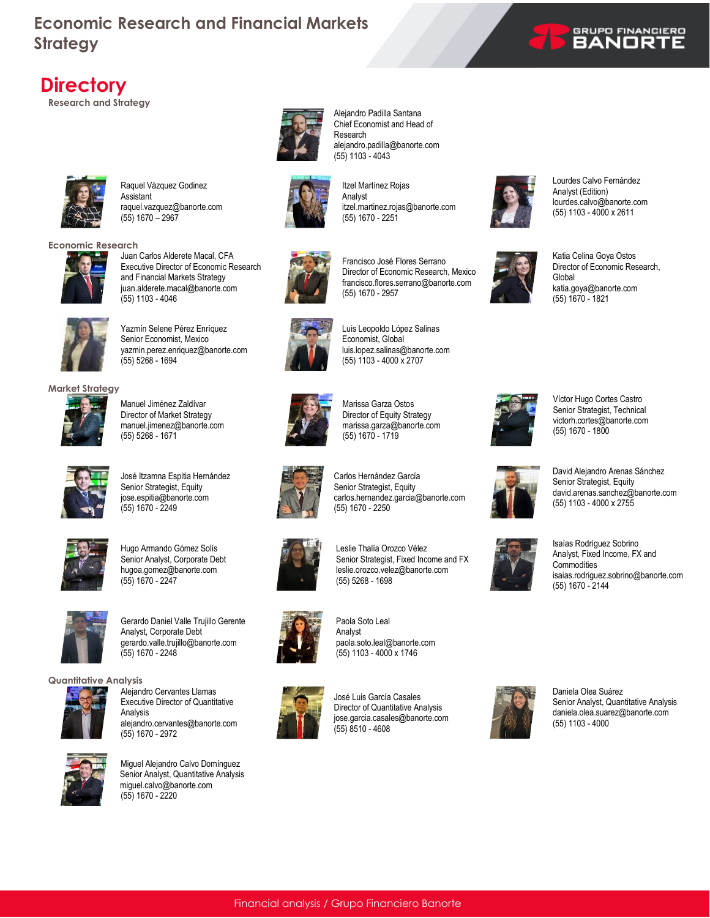# Directory

## Research and Strategy

Alejandro Padilla Santana
Chief Economist and Head of Research
alejandro.padilla@banorte.com
(55) 1103 - 4043

Raquel Vázquez Godinez
Assistant
raquel.vazquez@banorte.com
(55) 1670 – 2967

Itzel Martínez Rojas
Analyst
itzel.martinez.rojas@banorte.com
(55) 1670 - 2251

Lourdes Calvo Fernández
Analyst (Edition)
lourdes.calvo@banorte.com
(55) 1103 - 4000 x 2611

## Economic Research

Juan Carlos Alderete Macal, CFA
Executive Director of Economic Research and Financial Markets Strategy
juan.alderete.macal@banorte.com
(55) 1103 - 4046

Francisco José Flores Serrano
Director of Economic Research, Mexico
francisco.flores.serrano@banorte.com
(55) 1670 - 2957

Katia Celina Goya Ostos
Director of Economic Research, Global
katia.goya@banorte.com
(55) 1670 - 1821

Yazmín Selene Pérez Enríquez
Senior Economist, Mexico
yazmin.perez.enriquez@banorte.com
(55) 5268 - 1694

Luis Leopoldo López Salinas
Economist, Global
luis.lopez.salinas@banorte.com
(55) 1103 - 4000 x 2707

## Market Strategy

Manuel Jiménez Zaldívar
Director of Market Strategy
manuel.jimenez@banorte.com
(55) 5268 - 1671

Marissa Garza Ostos
Director of Equity Strategy
marissa.garza@banorte.com
(55) 1670 - 1719

Víctor Hugo Cortes Castro
Senior Strategist, Technical
victorh.cortes@banorte.com
(55) 1670 - 1800

José Itzamna Espitia Hernández
Senior Strategist, Equity
jose.espitia@banorte.com
(55) 1670 - 2249

Carlos Hernández García
Senior Strategist, Equity
carlos.hernandez.garcia@banorte.com
(55) 1670 - 2250

David Alejandro Arenas Sánchez
Senior Strategist, Equity
david.arenas.sanchez@banorte.com
(55) 1103 - 4000 x 2755

Hugo Armando Gómez Solís
Senior Analyst, Corporate Debt
hugoa.gomez@banorte.com
(55) 1670 - 2247

Leslie Thalía Orozco Vélez
Senior Strategist, Fixed Income and FX
leslie.orozco.velez@banorte.com
(55) 5268 - 1698

Isaías Rodríguez Sobrino
Analyst, Fixed Income, FX and Commodities
isaias.rodriguez.sobrino@banorte.com
(55) 1670 - 2144

Gerardo Daniel Valle Trujillo Gerente
Analyst, Corporate Debt
gerardo.valle.trujillo@banorte.com
(55) 1670 - 2248

Paola Soto Leal
Analyst
paola.soto.leal@banorte.com
(55) 1103 - 4000 x 1746

## Quantitative Analysis

Alejandro Cervantes Llamas
Executive Director of Quantitative Analysis
alejandro.cervantes@banorte.com
(55) 1670 - 2972

José Luis García Casales
Director of Quantitative Analysis
jose.garcia.casales@banorte.com
(55) 8510 - 4608

Daniela Olea Suárez
Senior Analyst, Quantitative Analysis
daniela.olea.suarez@banorte.com
(55) 1103 - 4000

Miguel Alejandro Calvo Domínguez
Senior Analyst, Quantitative Analysis
miguel.calvo@banorte.com
(55) 1670 - 2220